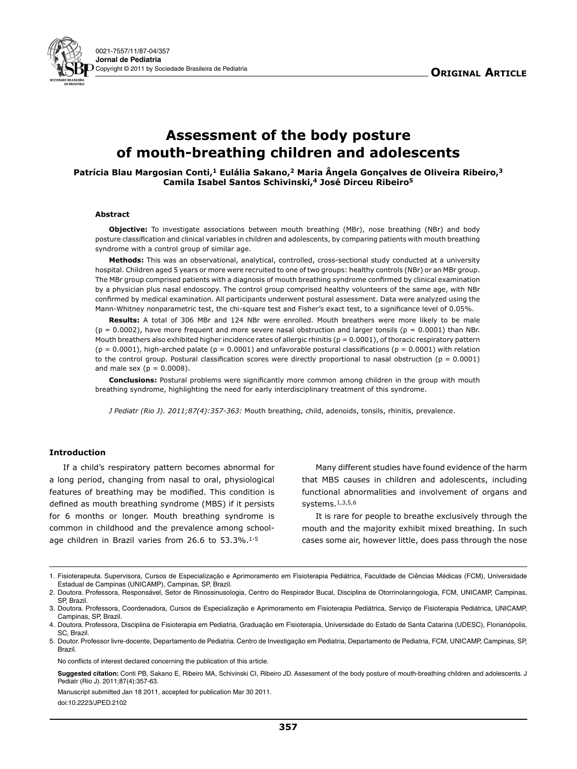**Original Article**

# Assessment of the body posture of mouth-breathing children and adolescents

**Patrícia Blau Margosian Conti,[1] Eulália Sakano,[2] Maria Ângela Gonçalves de Oliveira Ribeiro,[3] Camila Isabel Santos Schivinski,[4] José Dirceu Ribeiro[5]**

#### Abstract

**Objective:** To investigate associations between mouth breathing (MBr), nose breathing (NBr) and body posture classification and clinical variables in children and adolescents, by comparing patients with mouth breathing syndrome with a control group of similar age.

**Methods:** This was an observational, analytical, controlled, cross-sectional study conducted at a university hospital. Children aged 5 years or more were recruited to one of two groups: healthy controls (NBr) or an MBr group. The MBr group comprised patients with a diagnosis of mouth breathing syndrome confirmed by clinical examination by a physician plus nasal endoscopy. The control group comprised healthy volunteers of the same age, with NBr confirmed by medical examination. All participants underwent postural assessment. Data were analyzed using the Mann-Whitney nonparametric test, the chi-square test and Fisher's exact test, to a significance level of 0.05%.

**Results:** A total of 306 MBr and 124 NBr were enrolled. Mouth breathers were more likely to be male ($p = 0.0002$), have more frequent and more severe nasal obstruction and larger tonsils ($p = 0.0001$) than NBr. Mouth breathers also exhibited higher incidence rates of allergic rhinitis ($p = 0.0001$), of thoracic respiratory pattern ($p = 0.0001$), high-arched palate ($p = 0.0001$) and unfavorable postural classifications ($p = 0.0001$) with relation to the control group. Postural classification scores were directly proportional to nasal obstruction ($p = 0.0001$) and male sex ($p = 0.0008$).

**Conclusions:** Postural problems were significantly more common among children in the group with mouth breathing syndrome, highlighting the need for early interdisciplinary treatment of this syndrome.

*J Pediatr (Rio J). 2011;87(4):357-363:* Mouth breathing, child, adenoids, tonsils, rhinitis, prevalence.

#### Introduction

If a child's respiratory pattern becomes abnormal for a long period, changing from nasal to oral, physiological features of breathing may be modified. This condition is defined as mouth breathing syndrome (MBS) if it persists for 6 months or longer. Mouth breathing syndrome is common in childhood and the prevalence among school-age children in Brazil varies from 26.6 to 53.3%.[1-5]

Many different studies have found evidence of the harm that MBS causes in children and adolescents, including functional abnormalities and involvement of organs and systems.[1,3,5,6]

It is rare for people to breathe exclusively through the mouth and the majority exhibit mixed breathing. In such cases some air, however little, does pass through the nose

---

1. Fisioterapeuta. Supervisora, Cursos de Especialização e Aprimoramento em Fisioterapia Pediátrica, Faculdade de Ciências Médicas (FCM), Universidade Estadual de Campinas (UNICAMP), Campinas, SP, Brazil.
2. Doutora. Professora, Responsável, Setor de Rinossinusologia, Centro do Respirador Bucal, Disciplina de Otorrinolaringologia, FCM, UNICAMP, Campinas, SP, Brazil.
3. Doutora. Professora, Coordenadora, Cursos de Especialização e Aprimoramento em Fisioterapia Pediátrica, Serviço de Fisioterapia Pediátrica, UNICAMP, Campinas, SP, Brazil.
4. Doutora. Professora, Disciplina de Fisioterapia em Pediatria, Graduação em Fisioterapia, Universidade do Estado de Santa Catarina (UDESC), Florianópolis, SC, Brazil.
5. Doutor. Professor livre-docente, Departamento de Pediatria. Centro de Investigação em Pediatria, Departamento de Pediatria, FCM, UNICAMP, Campinas, SP, Brazil.

No conflicts of interest declared concerning the publication of this article.

**Suggested citation:** Conti PB, Sakano E, Ribeiro MA, Schivinski CI, Ribeiro JD. Assessment of the body posture of mouth-breathing children and adolescents. J Pediatr (Rio J). 2011;87(4):357-63.

Manuscript submitted Jan 18 2011, accepted for publication Mar 30 2011.

doi:10.2223/JPED.2102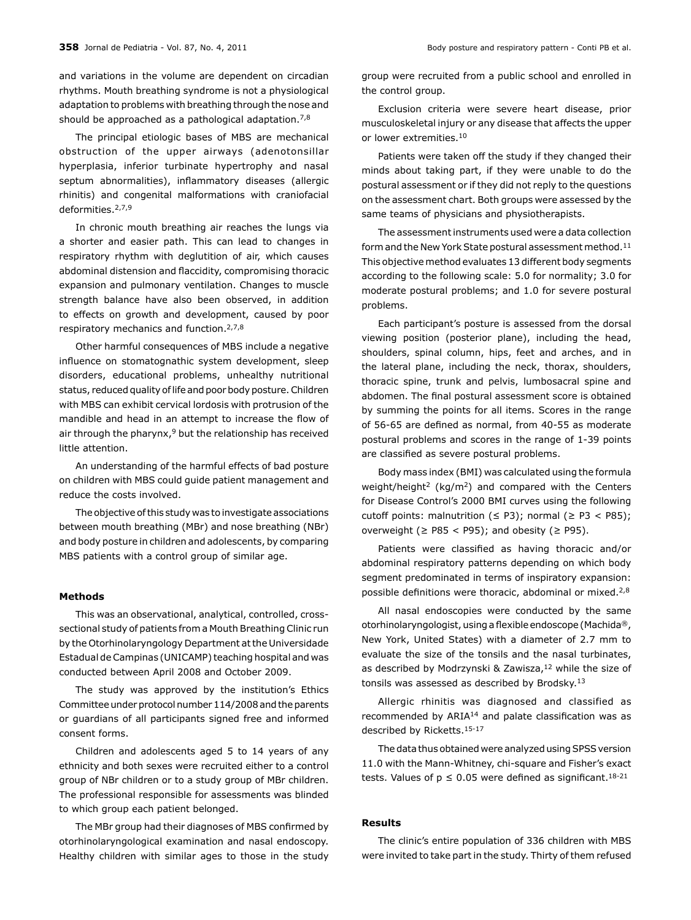and variations in the volume are dependent on circadian rhythms. Mouth breathing syndrome is not a physiological adaptation to problems with breathing through the nose and should be approached as a pathological adaptation.[7,8]

The principal etiologic bases of MBS are mechanical obstruction of the upper airways (adenotonsillar hyperplasia, inferior turbinate hypertrophy and nasal septum abnormalities), inflammatory diseases (allergic rhinitis) and congenital malformations with craniofacial deformities.[2,7,9]

In chronic mouth breathing air reaches the lungs via a shorter and easier path. This can lead to changes in respiratory rhythm with deglutition of air, which causes abdominal distension and flaccidity, compromising thoracic expansion and pulmonary ventilation. Changes to muscle strength balance have also been observed, in addition to effects on growth and development, caused by poor respiratory mechanics and function.[2,7,8]

Other harmful consequences of MBS include a negative influence on stomatognathic system development, sleep disorders, educational problems, unhealthy nutritional status, reduced quality of life and poor body posture. Children with MBS can exhibit cervical lordosis with protrusion of the mandible and head in an attempt to increase the flow of air through the pharynx,[9] but the relationship has received little attention.

An understanding of the harmful effects of bad posture on children with MBS could guide patient management and reduce the costs involved.

The objective of this study was to investigate associations between mouth breathing (MBr) and nose breathing (NBr) and body posture in children and adolescents, by comparing MBS patients with a control group of similar age.

#### Methods

This was an observational, analytical, controlled, cross-sectional study of patients from a Mouth Breathing Clinic run by the Otorhinolaryngology Department at the Universidade Estadual de Campinas (UNICAMP) teaching hospital and was conducted between April 2008 and October 2009.

The study was approved by the institution's Ethics Committee under protocol number 114/2008 and the parents or guardians of all participants signed free and informed consent forms.

Children and adolescents aged 5 to 14 years of any ethnicity and both sexes were recruited either to a control group of NBr children or to a study group of MBr children. The professional responsible for assessments was blinded to which group each patient belonged.

The MBr group had their diagnoses of MBS confirmed by otorhinolaryngological examination and nasal endoscopy. Healthy children with similar ages to those in the study group were recruited from a public school and enrolled in the control group.

Exclusion criteria were severe heart disease, prior musculoskeletal injury or any disease that affects the upper or lower extremities.[10]

Patients were taken off the study if they changed their minds about taking part, if they were unable to do the postural assessment or if they did not reply to the questions on the assessment chart. Both groups were assessed by the same teams of physicians and physiotherapists.

The assessment instruments used were a data collection form and the New York State postural assessment method.[11] This objective method evaluates 13 different body segments according to the following scale: 5.0 for normality; 3.0 for moderate postural problems; and 1.0 for severe postural problems.

Each participant's posture is assessed from the dorsal viewing position (posterior plane), including the head, shoulders, spinal column, hips, feet and arches, and in the lateral plane, including the neck, thorax, shoulders, thoracic spine, trunk and pelvis, lumbosacral spine and abdomen. The final postural assessment score is obtained by summing the points for all items. Scores in the range of 56-65 are defined as normal, from 40-55 as moderate postural problems and scores in the range of 1-39 points are classified as severe postural problems.

Body mass index (BMI) was calculated using the formula weight/height$^2$ (kg/m$^2$) and compared with the Centers for Disease Control's 2000 BMI curves using the following cutoff points: malnutrition ($\leq$ P3); normal ($\geq$ P3 < P85); overweight ($\geq$ P85 < P95); and obesity ($\geq$ P95).

Patients were classified as having thoracic and/or abdominal respiratory patterns depending on which body segment predominated in terms of inspiratory expansion: possible definitions were thoracic, abdominal or mixed.[2,8]

All nasal endoscopies were conducted by the same otorhinolaryngologist, using a flexible endoscope (Machida®, New York, United States) with a diameter of 2.7 mm to evaluate the size of the tonsils and the nasal turbinates, as described by Modrzynski & Zawisza,[12] while the size of tonsils was assessed as described by Brodsky.[13]

Allergic rhinitis was diagnosed and classified as recommended by ARIA[14] and palate classification was as described by Ricketts.[15-17]

The data thus obtained were analyzed using SPSS version 11.0 with the Mann-Whitney, chi-square and Fisher's exact tests. Values of $p \leq 0.05$ were defined as significant.[18-21]

#### Results

The clinic's entire population of 336 children with MBS were invited to take part in the study. Thirty of them refused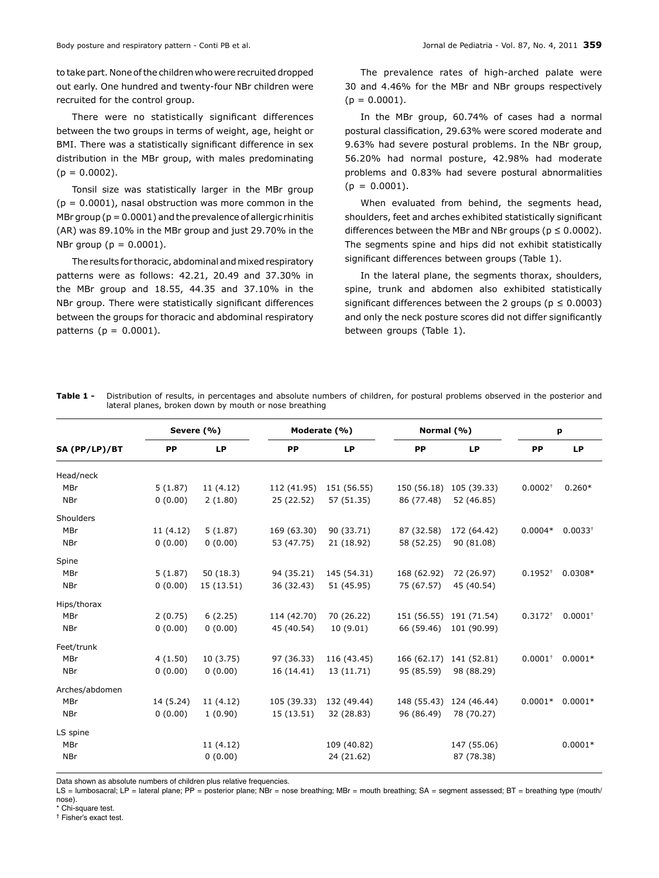to take part. None of the children who were recruited dropped out early. One hundred and twenty-four NBr children were recruited for the control group.

There were no statistically significant differences between the two groups in terms of weight, age, height or BMI. There was a statistically significant difference in sex distribution in the MBr group, with males predominating ($p = 0.0002$).

Tonsil size was statistically larger in the MBr group ($p = 0.0001$), nasal obstruction was more common in the MBr group ($p = 0.0001$) and the prevalence of allergic rhinitis (AR) was 89.10% in the MBr group and just 29.70% in the NBr group ($p = 0.0001$).

The results for thoracic, abdominal and mixed respiratory patterns were as follows: 42.21, 20.49 and 37.30% in the MBr group and 18.55, 44.35 and 37.10% in the NBr group. There were statistically significant differences between the groups for thoracic and abdominal respiratory patterns ($p = 0.0001$).

The prevalence rates of high-arched palate were 30 and 4.46% for the MBr and NBr groups respectively ($p = 0.0001$).

In the MBr group, 60.74% of cases had a normal postural classification, 29.63% were scored moderate and 9.63% had severe postural problems. In the NBr group, 56.20% had normal posture, 42.98% had moderate problems and 0.83% had severe postural abnormalities ($p = 0.0001$).

When evaluated from behind, the segments head, shoulders, feet and arches exhibited statistically significant differences between the MBr and NBr groups ($p \leq 0.0002$). The segments spine and hips did not exhibit statistically significant differences between groups (Table 1).

In the lateral plane, the segments thorax, shoulders, spine, trunk and abdomen also exhibited statistically significant differences between the 2 groups ($p \leq 0.0003$) and only the neck posture scores did not differ significantly between groups (Table 1).

**Table 1 -** Distribution of results, in percentages and absolute numbers of children, for postural problems observed in the posterior and lateral planes, broken down by mouth or nose breathing

| SA (PP/LP)/BT | Severe (%) | | Moderate (%) | | Normal (%) | | p | |
|---|---|---|---|---|---|---|---|---|
| | PP | LP | PP | LP | PP | LP | PP | LP |
| Head/neck | | | | | | | | |
| MBr | 5 (1.87) | 11 (4.12) | 112 (41.95) | 151 (56.55) | 150 (56.18) | 105 (39.33) | 0.0002† | 0.260* |
| NBr | 0 (0.00) | 2 (1.80) | 25 (22.52) | 57 (51.35) | 86 (77.48) | 52 (46.85) | | |
| Shoulders | | | | | | | | |
| MBr | 11 (4.12) | 5 (1.87) | 169 (63.30) | 90 (33.71) | 87 (32.58) | 172 (64.42) | 0.0004* | 0.0033† |
| NBr | 0 (0.00) | 0 (0.00) | 53 (47.75) | 21 (18.92) | 58 (52.25) | 90 (81.08) | | |
| Spine | | | | | | | | |
| MBr | 5 (1.87) | 50 (18.3) | 94 (35.21) | 145 (54.31) | 168 (62.92) | 72 (26.97) | 0.1952† | 0.0308* |
| NBr | 0 (0.00) | 15 (13.51) | 36 (32.43) | 51 (45.95) | 75 (67.57) | 45 (40.54) | | |
| Hips/thorax | | | | | | | | |
| MBr | 2 (0.75) | 6 (2.25) | 114 (42.70) | 70 (26.22) | 151 (56.55) | 191 (71.54) | 0.3172† | 0.0001† |
| NBr | 0 (0.00) | 0 (0.00) | 45 (40.54) | 10 (9.01) | 66 (59.46) | 101 (90.99) | | |
| Feet/trunk | | | | | | | | |
| MBr | 4 (1.50) | 10 (3.75) | 97 (36.33) | 116 (43.45) | 166 (62.17) | 141 (52.81) | 0.0001† | 0.0001* |
| NBr | 0 (0.00) | 0 (0.00) | 16 (14.41) | 13 (11.71) | 95 (85.59) | 98 (88.29) | | |
| Arches/abdomen | | | | | | | | |
| MBr | 14 (5.24) | 11 (4.12) | 105 (39.33) | 132 (49.44) | 148 (55.43) | 124 (46.44) | 0.0001* | 0.0001* |
| NBr | 0 (0.00) | 1 (0.90) | 15 (13.51) | 32 (28.83) | 96 (86.49) | 78 (70.27) | | |
| LS spine | | | | | | | | |
| MBr | | 11 (4.12) | | 109 (40.82) | | 147 (55.06) | | 0.0001* |
| NBr | | 0 (0.00) | | 24 (21.62) | | 87 (78.38) | | |

Data shown as absolute numbers of children plus relative frequencies.

LS = lumbosacral; LP = lateral plane; PP = posterior plane; NBr = nose breathing; MBr = mouth breathing; SA = segment assessed; BT = breathing type (mouth/nose).

* Chi-square test.

† Fisher's exact test.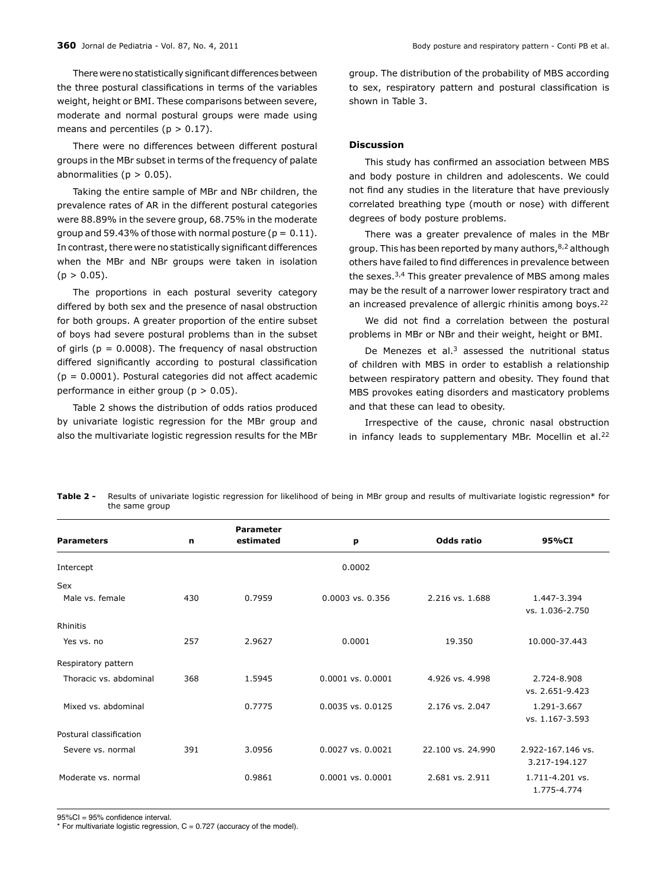There were no statistically significant differences between the three postural classifications in terms of the variables weight, height or BMI. These comparisons between severe, moderate and normal postural groups were made using means and percentiles ($p > 0.17$).

There were no differences between different postural groups in the MBr subset in terms of the frequency of palate abnormalities ($p > 0.05$).

Taking the entire sample of MBr and NBr children, the prevalence rates of AR in the different postural categories were 88.89% in the severe group, 68.75% in the moderate group and 59.43% of those with normal posture ($p = 0.11$). In contrast, there were no statistically significant differences when the MBr and NBr groups were taken in isolation ($p > 0.05$).

The proportions in each postural severity category differed by both sex and the presence of nasal obstruction for both groups. A greater proportion of the entire subset of boys had severe postural problems than in the subset of girls ($p = 0.0008$). The frequency of nasal obstruction differed significantly according to postural classification ($p = 0.0001$). Postural categories did not affect academic performance in either group ($p > 0.05$).

Table 2 shows the distribution of odds ratios produced by univariate logistic regression for the MBr group and also the multivariate logistic regression results for the MBr group. The distribution of the probability of MBS according to sex, respiratory pattern and postural classification is shown in Table 3.

**Table 2 -** Results of univariate logistic regression for likelihood of being in MBr group and results of multivariate logistic regression* for the same group

| Parameters | n | Parameter estimated | p | Odds ratio | 95%CI |
|---|---|---|---|---|---|
| Intercept | | | 0.0002 | | |
| Sex | | | | | |
| Male vs. female | 430 | 0.7959 | 0.0003 vs. 0.356 | 2.216 vs. 1.688 | 1.447-3.394 vs. 1.036-2.750 |
| Rhinitis | | | | | |
| Yes vs. no | 257 | 2.9627 | 0.0001 | 19.350 | 10.000-37.443 |
| Respiratory pattern | | | | | |
| Thoracic vs. abdominal | 368 | 1.5945 | 0.0001 vs. 0.0001 | 4.926 vs. 4.998 | 2.724-8.908 vs. 2.651-9.423 |
| Mixed vs. abdominal | | 0.7775 | 0.0035 vs. 0.0125 | 2.176 vs. 2.047 | 1.291-3.667 vs. 1.167-3.593 |
| Postural classification | | | | | |
| Severe vs. normal | 391 | 3.0956 | 0.0027 vs. 0.0021 | 22.100 vs. 24.990 | 2.922-167.146 vs. 3.217-194.127 |
| Moderate vs. normal | | 0.9861 | 0.0001 vs. 0.0001 | 2.681 vs. 2.911 | 1.711-4.201 vs. 1.775-4.774 |

95%CI = 95% confidence interval.
* For multivariate logistic regression, C = 0.727 (accuracy of the model).

## Discussion

This study has confirmed an association between MBS and body posture in children and adolescents. We could not find any studies in the literature that have previously correlated breathing type (mouth or nose) with different degrees of body posture problems.

There was a greater prevalence of males in the MBr group. This has been reported by many authors,[8,2] although others have failed to find differences in prevalence between the sexes.[3,4] This greater prevalence of MBS among males may be the result of a narrower lower respiratory tract and an increased prevalence of allergic rhinitis among boys.[22]

We did not find a correlation between the postural problems in MBr or NBr and their weight, height or BMI.

De Menezes et al.[3] assessed the nutritional status of children with MBS in order to establish a relationship between respiratory pattern and obesity. They found that MBS provokes eating disorders and masticatory problems and that these can lead to obesity.

Irrespective of the cause, chronic nasal obstruction in infancy leads to supplementary MBr. Mocellin et al.[22]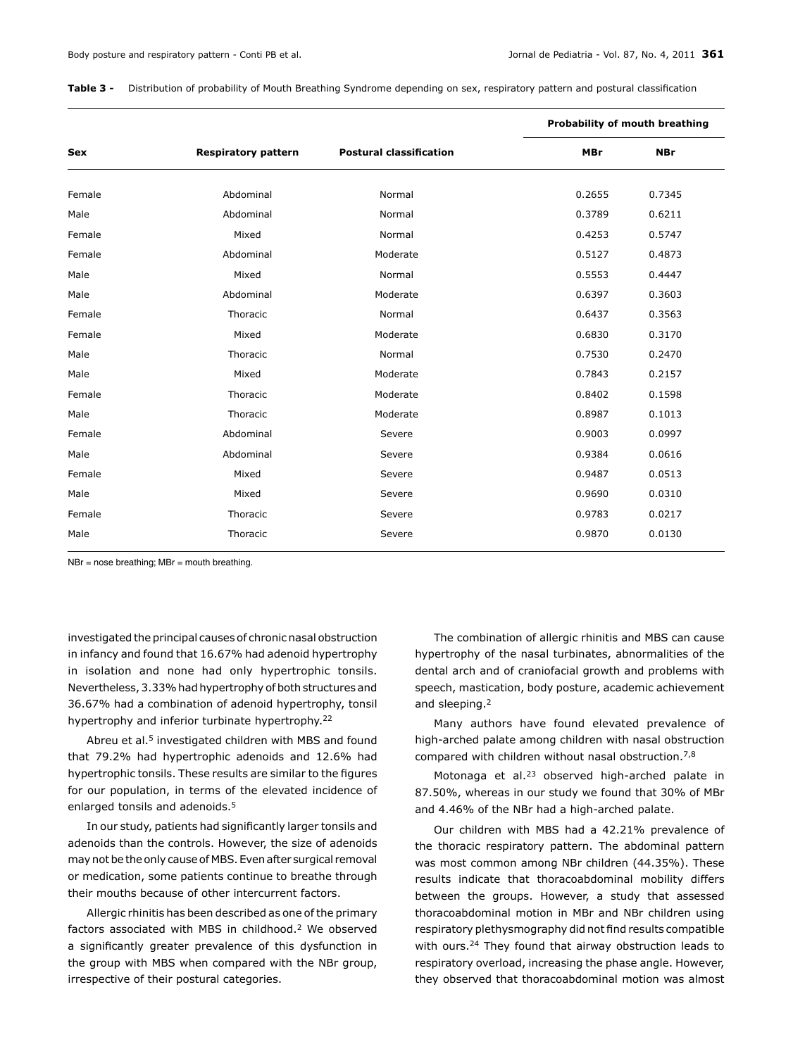**Table 3 -** Distribution of probability of Mouth Breathing Syndrome depending on sex, respiratory pattern and postural classification

| Sex | Respiratory pattern | Postural classification | Probability of mouth breathing | |
|---|---|---|---|---|
| | | | MBr | NBr |
| Female | Abdominal | Normal | 0.2655 | 0.7345 |
| Male | Abdominal | Normal | 0.3789 | 0.6211 |
| Female | Mixed | Normal | 0.4253 | 0.5747 |
| Female | Abdominal | Moderate | 0.5127 | 0.4873 |
| Male | Mixed | Normal | 0.5553 | 0.4447 |
| Male | Abdominal | Moderate | 0.6397 | 0.3603 |
| Female | Thoracic | Normal | 0.6437 | 0.3563 |
| Female | Mixed | Moderate | 0.6830 | 0.3170 |
| Male | Thoracic | Normal | 0.7530 | 0.2470 |
| Male | Mixed | Moderate | 0.7843 | 0.2157 |
| Female | Thoracic | Moderate | 0.8402 | 0.1598 |
| Male | Thoracic | Moderate | 0.8987 | 0.1013 |
| Female | Abdominal | Severe | 0.9003 | 0.0997 |
| Male | Abdominal | Severe | 0.9384 | 0.0616 |
| Female | Mixed | Severe | 0.9487 | 0.0513 |
| Male | Mixed | Severe | 0.9690 | 0.0310 |
| Female | Thoracic | Severe | 0.9783 | 0.0217 |
| Male | Thoracic | Severe | 0.9870 | 0.0130 |

NBr = nose breathing; MBr = mouth breathing.

investigated the principal causes of chronic nasal obstruction in infancy and found that 16.67% had adenoid hypertrophy in isolation and none had only hypertrophic tonsils. Nevertheless, 3.33% had hypertrophy of both structures and 36.67% had a combination of adenoid hypertrophy, tonsil hypertrophy and inferior turbinate hypertrophy.[22]

Abreu et al.[5] investigated children with MBS and found that 79.2% had hypertrophic adenoids and 12.6% had hypertrophic tonsils. These results are similar to the figures for our population, in terms of the elevated incidence of enlarged tonsils and adenoids.[5]

In our study, patients had significantly larger tonsils and adenoids than the controls. However, the size of adenoids may not be the only cause of MBS. Even after surgical removal or medication, some patients continue to breathe through their mouths because of other intercurrent factors.

Allergic rhinitis has been described as one of the primary factors associated with MBS in childhood.[2] We observed a significantly greater prevalence of this dysfunction in the group with MBS when compared with the NBr group, irrespective of their postural categories.

The combination of allergic rhinitis and MBS can cause hypertrophy of the nasal turbinates, abnormalities of the dental arch and of craniofacial growth and problems with speech, mastication, body posture, academic achievement and sleeping.[2]

Many authors have found elevated prevalence of high-arched palate among children with nasal obstruction compared with children without nasal obstruction.[7,8]

Motonaga et al.[23] observed high-arched palate in 87.50%, whereas in our study we found that 30% of MBr and 4.46% of the NBr had a high-arched palate.

Our children with MBS had a 42.21% prevalence of the thoracic respiratory pattern. The abdominal pattern was most common among NBr children (44.35%). These results indicate that thoracoabdominal mobility differs between the groups. However, a study that assessed thoracoabdominal motion in MBr and NBr children using respiratory plethysmography did not find results compatible with ours.[24] They found that airway obstruction leads to respiratory overload, increasing the phase angle. However, they observed that thoracoabdominal motion was almost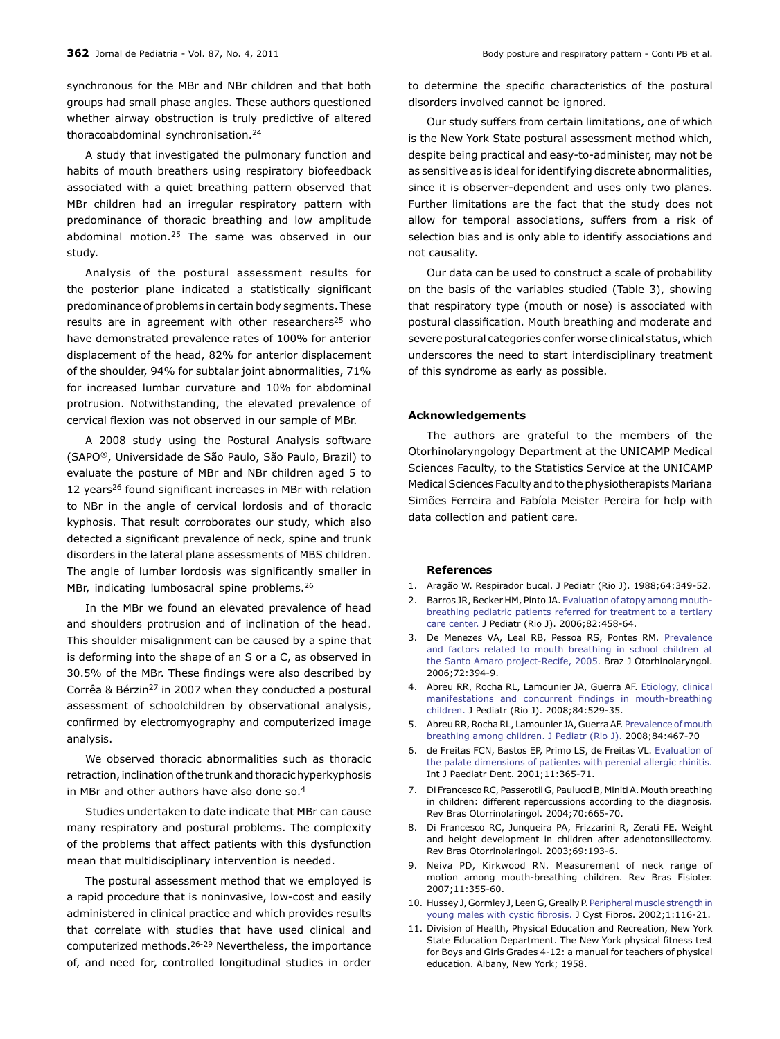synchronous for the MBr and NBr children and that both groups had small phase angles. These authors questioned whether airway obstruction is truly predictive of altered thoracoabdominal synchronisation.[24]

A study that investigated the pulmonary function and habits of mouth breathers using respiratory biofeedback associated with a quiet breathing pattern observed that MBr children had an irregular respiratory pattern with predominance of thoracic breathing and low amplitude abdominal motion.[25] The same was observed in our study.

Analysis of the postural assessment results for the posterior plane indicated a statistically significant predominance of problems in certain body segments. These results are in agreement with other researchers[25] who have demonstrated prevalence rates of 100% for anterior displacement of the head, 82% for anterior displacement of the shoulder, 94% for subtalar joint abnormalities, 71% for increased lumbar curvature and 10% for abdominal protrusion. Notwithstanding, the elevated prevalence of cervical flexion was not observed in our sample of MBr.

A 2008 study using the Postural Analysis software (SAPO®, Universidade de São Paulo, São Paulo, Brazil) to evaluate the posture of MBr and NBr children aged 5 to 12 years[26] found significant increases in MBr with relation to NBr in the angle of cervical lordosis and of thoracic kyphosis. That result corroborates our study, which also detected a significant prevalence of neck, spine and trunk disorders in the lateral plane assessments of MBS children. The angle of lumbar lordosis was significantly smaller in MBr, indicating lumbosacral spine problems.[26]

In the MBr we found an elevated prevalence of head and shoulders protrusion and of inclination of the head. This shoulder misalignment can be caused by a spine that is deforming into the shape of an S or a C, as observed in 30.5% of the MBr. These findings were also described by Corrêa & Bérzin[27] in 2007 when they conducted a postural assessment of schoolchildren by observational analysis, confirmed by electromyography and computerized image analysis.

We observed thoracic abnormalities such as thoracic retraction, inclination of the trunk and thoracic hyperkyphosis in MBr and other authors have also done so.[4]

Studies undertaken to date indicate that MBr can cause many respiratory and postural problems. The complexity of the problems that affect patients with this dysfunction mean that multidisciplinary intervention is needed.

The postural assessment method that we employed is a rapid procedure that is noninvasive, low-cost and easily administered in clinical practice and which provides results that correlate with studies that have used clinical and computerized methods.[26-29] Nevertheless, the importance of, and need for, controlled longitudinal studies in order to determine the specific characteristics of the postural disorders involved cannot be ignored.

Our study suffers from certain limitations, one of which is the New York State postural assessment method which, despite being practical and easy-to-administer, may not be as sensitive as is ideal for identifying discrete abnormalities, since it is observer-dependent and uses only two planes. Further limitations are the fact that the study does not allow for temporal associations, suffers from a risk of selection bias and is only able to identify associations and not causality.

Our data can be used to construct a scale of probability on the basis of the variables studied (Table 3), showing that respiratory type (mouth or nose) is associated with postural classification. Mouth breathing and moderate and severe postural categories confer worse clinical status, which underscores the need to start interdisciplinary treatment of this syndrome as early as possible.

## Acknowledgements

The authors are grateful to the members of the Otorhinolaryngology Department at the UNICAMP Medical Sciences Faculty, to the Statistics Service at the UNICAMP Medical Sciences Faculty and to the physiotherapists Mariana Simões Ferreira and Fabíola Meister Pereira for help with data collection and patient care.

## References

1. Aragão W. Respirador bucal. J Pediatr (Rio J). 1988;64:349-52.
2. Barros JR, Becker HM, Pinto JA. Evaluation of atopy among mouth-breathing pediatric patients referred for treatment to a tertiary care center. J Pediatr (Rio J). 2006;82:458-64.
3. De Menezes VA, Leal RB, Pessoa RS, Pontes RM. Prevalence and factors related to mouth breathing in school children at the Santo Amaro project-Recife, 2005. Braz J Otorhinolaryngol. 2006;72:394-9.
4. Abreu RR, Rocha RL, Lamounier JA, Guerra AF. Etiology, clinical manifestations and concurrent findings in mouth-breathing children. J Pediatr (Rio J). 2008;84:529-35.
5. Abreu RR, Rocha RL, Lamounier JA, Guerra AF. Prevalence of mouth breathing among children. J Pediatr (Rio J). 2008;84:467-70
6. de Freitas FCN, Bastos EP, Primo LS, de Freitas VL. Evaluation of the palate dimensions of patientes with perenial allergic rhinitis. Int J Paediatr Dent. 2001;11:365-71.
7. Di Francesco RC, Passerotii G, Paulucci B, Miniti A. Mouth breathing in children: different repercussions according to the diagnosis. Rev Bras Otorrinolaringol. 2004;70:665-70.
8. Di Francesco RC, Junqueira PA, Frizzarini R, Zerati FE. Weight and height development in children after adenotonsillectomy. Rev Bras Otorrinolaringol. 2003;69:193-6.
9. Neiva PD, Kirkwood RN. Measurement of neck range of motion among mouth-breathing children. Rev Bras Fisioter. 2007;11:355-60.
10. Hussey J, Gormley J, Leen G, Greally P. Peripheral muscle strength in young males with cystic fibrosis. J Cyst Fibros. 2002;1:116-21.
11. Division of Health, Physical Education and Recreation, New York State Education Department. The New York physical fitness test for Boys and Girls Grades 4-12: a manual for teachers of physical education. Albany, New York; 1958.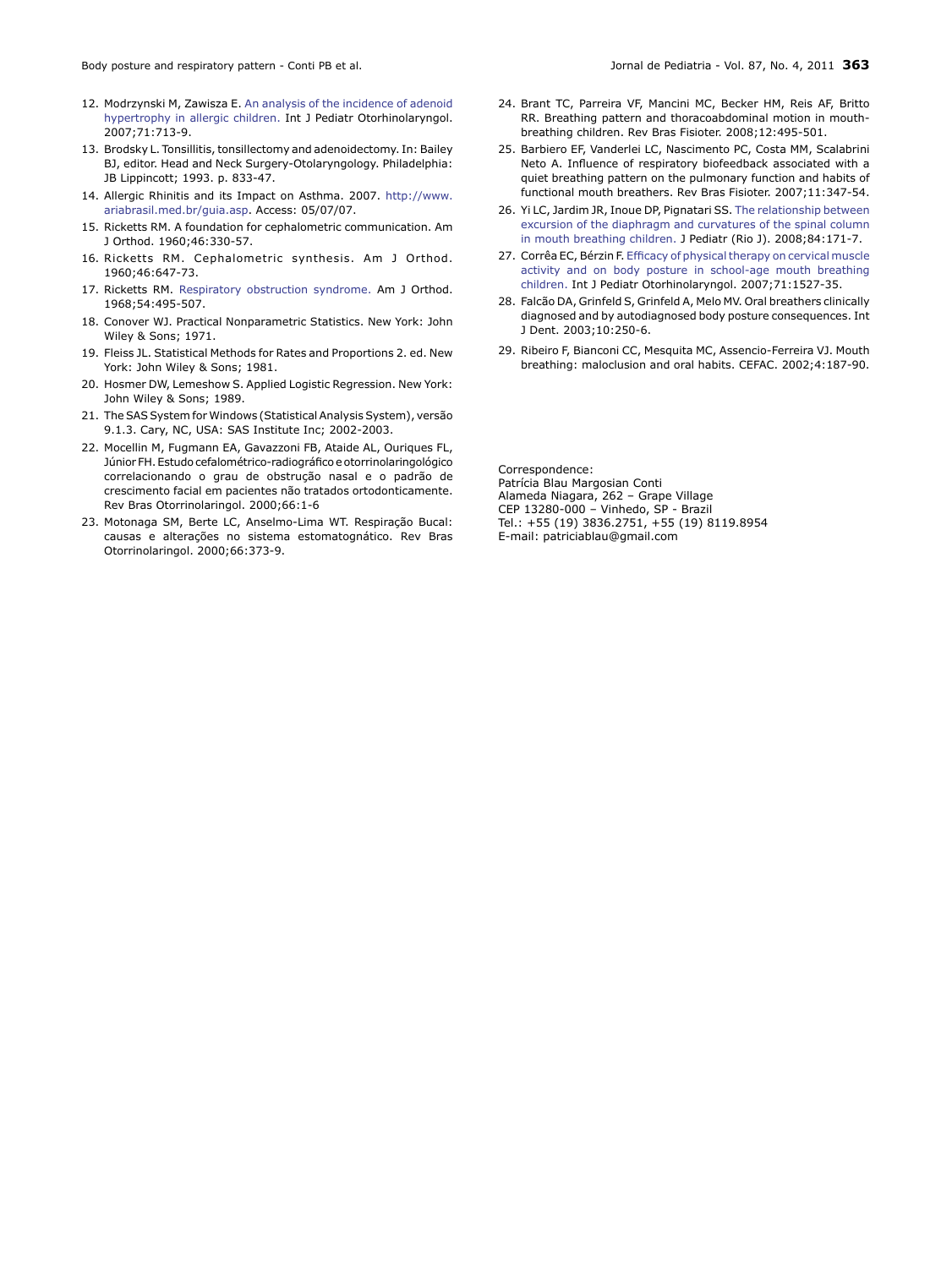12. Modrzynski M, Zawisza E. An analysis of the incidence of adenoid hypertrophy in allergic children. Int J Pediatr Otorhinolaryngol. 2007;71:713-9.
13. Brodsky L. Tonsillitis, tonsillectomy and adenoidectomy. In: Bailey BJ, editor. Head and Neck Surgery-Otolaryngology. Philadelphia: JB Lippincott; 1993. p. 833-47.
14. Allergic Rhinitis and its Impact on Asthma. 2007. http://www.ariabrasil.med.br/guia.asp. Access: 05/07/07.
15. Ricketts RM. A foundation for cephalometric communication. Am J Orthod. 1960;46:330-57.
16. Ricketts RM. Cephalometric synthesis. Am J Orthod. 1960;46:647-73.
17. Ricketts RM. Respiratory obstruction syndrome. Am J Orthod. 1968;54:495-507.
18. Conover WJ. Practical Nonparametric Statistics. New York: John Wiley & Sons; 1971.
19. Fleiss JL. Statistical Methods for Rates and Proportions 2. ed. New York: John Wiley & Sons; 1981.
20. Hosmer DW, Lemeshow S. Applied Logistic Regression. New York: John Wiley & Sons; 1989.
21. The SAS System for Windows (Statistical Analysis System), versão 9.1.3. Cary, NC, USA: SAS Institute Inc; 2002-2003.
22. Mocellin M, Fugmann EA, Gavazzoni FB, Ataide AL, Ouriques FL, Júnior FH. Estudo cefalométrico-radiográfico e otorrinolaringológico correlacionando o grau de obstrução nasal e o padrão de crescimento facial em pacientes não tratados ortodonticamente. Rev Bras Otorrinolaringol. 2000;66:1-6
23. Motonaga SM, Berte LC, Anselmo-Lima WT. Respiração Bucal: causas e alterações no sistema estomatognático. Rev Bras Otorrinolaringol. 2000;66:373-9.
24. Brant TC, Parreira VF, Mancini MC, Becker HM, Reis AF, Britto RR. Breathing pattern and thoracoabdominal motion in mouth-breathing children. Rev Bras Fisioter. 2008;12:495-501.
25. Barbiero EF, Vanderlei LC, Nascimento PC, Costa MM, Scalabrini Neto A. Influence of respiratory biofeedback associated with a quiet breathing pattern on the pulmonary function and habits of functional mouth breathers. Rev Bras Fisioter. 2007;11:347-54.
26. Yi LC, Jardim JR, Inoue DP, Pignatari SS. The relationship between excursion of the diaphragm and curvatures of the spinal column in mouth breathing children. J Pediatr (Rio J). 2008;84:171-7.
27. Corrêa EC, Bérzin F. Efficacy of physical therapy on cervical muscle activity and on body posture in school-age mouth breathing children. Int J Pediatr Otorhinolaryngol. 2007;71:1527-35.
28. Falcão DA, Grinfeld S, Grinfeld A, Melo MV. Oral breathers clinically diagnosed and by autodiagnosed body posture consequences. Int J Dent. 2003;10:250-6.
29. Ribeiro F, Bianconi CC, Mesquita MC, Assencio-Ferreira VJ. Mouth breathing: maloclusion and oral habits. CEFAC. 2002;4:187-90.

Correspondence:
Patrícia Blau Margosian Conti
Alameda Niagara, 262 – Grape Village
CEP 13280-000 – Vinhedo, SP - Brazil
Tel.: +55 (19) 3836.2751, +55 (19) 8119.8954
E-mail: patriciablau@gmail.com